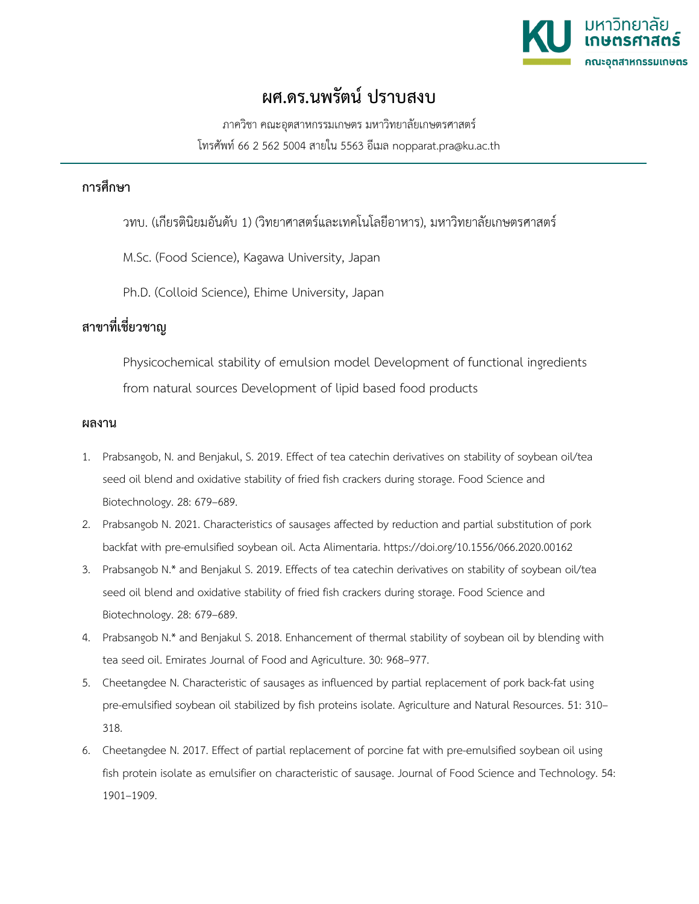# ผศ.ดร.นพรัตน์ ปราบสงบ

ภาควิชา คณะอุตสาหกรรมเกษตร มหาวิทยาลัยเกษตรศาสตร์

โทรศัพท์ 66 2 562 5004 สายใน 5563 อีเมล nopparat.pra@ku.ac.th

## การศึกษา

วทบ. (เกียรตินิยมอันดับ 1) (วิทยาศาสตร์และเทคโนโลยีอาหาร), มหาวิทยาลัยเกษตรศาสตร์

M.Sc. (Food Science), Kagawa University, Japan

Ph.D. (Colloid Science), Ehime University, Japan

## สาขาที่เชี่ยวชาญ

Physicochemical stability of emulsion model Development of functional ingredients from natural sources Development of lipid based food products

## ผลงาน

1. Prabsangob, N. and Benjakul, S. 2019. Effect of tea catechin derivatives on stability of soybean oil/tea seed oil blend and oxidative stability of fried fish crackers during storage. Food Science and Biotechnology. 28: 679–689.
2. Prabsangob N. 2021. Characteristics of sausages affected by reduction and partial substitution of pork backfat with pre-emulsified soybean oil. Acta Alimentaria. https://doi.org/10.1556/066.2020.00162
3. Prabsangob N.* and Benjakul S. 2019. Effects of tea catechin derivatives on stability of soybean oil/tea seed oil blend and oxidative stability of fried fish crackers during storage. Food Science and Biotechnology. 28: 679–689.
4. Prabsangob N.* and Benjakul S. 2018. Enhancement of thermal stability of soybean oil by blending with tea seed oil. Emirates Journal of Food and Agriculture. 30: 968–977.
5. Cheetangdee N. Characteristic of sausages as influenced by partial replacement of pork back-fat using pre-emulsified soybean oil stabilized by fish proteins isolate. Agriculture and Natural Resources. 51: 310–318.
6. Cheetangdee N. 2017. Effect of partial replacement of porcine fat with pre-emulsified soybean oil using fish protein isolate as emulsifier on characteristic of sausage. Journal of Food Science and Technology. 54: 1901–1909.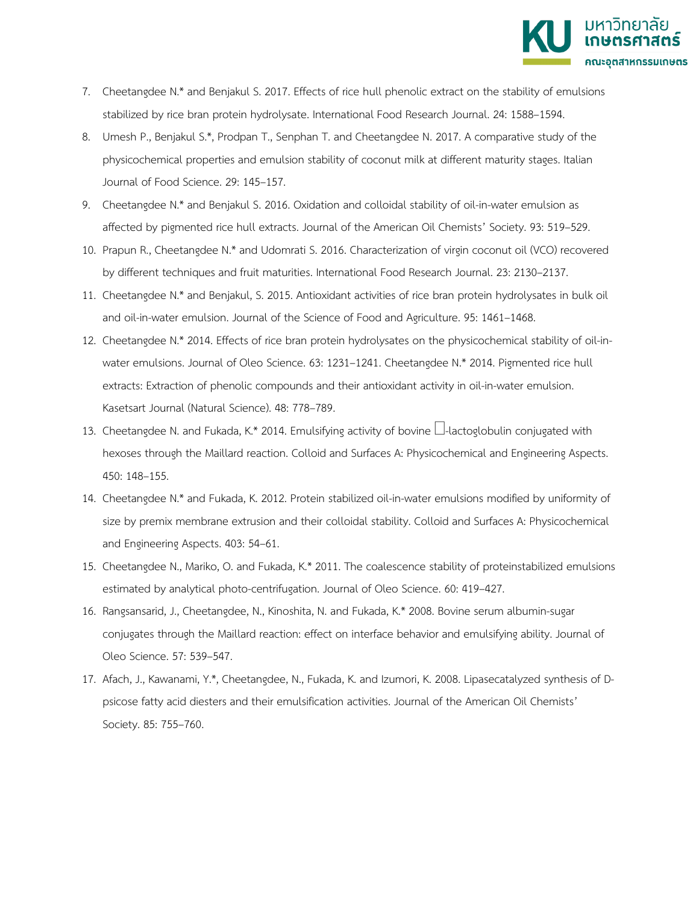7. Cheetangdee N.* and Benjakul S. 2017. Effects of rice hull phenolic extract on the stability of emulsions stabilized by rice bran protein hydrolysate. International Food Research Journal. 24: 1588–1594.
8. Umesh P., Benjakul S.*, Prodpan T., Senphan T. and Cheetangdee N. 2017. A comparative study of the physicochemical properties and emulsion stability of coconut milk at different maturity stages. Italian Journal of Food Science. 29: 145–157.
9. Cheetangdee N.* and Benjakul S. 2016. Oxidation and colloidal stability of oil-in-water emulsion as affected by pigmented rice hull extracts. Journal of the American Oil Chemists' Society. 93: 519–529.
10. Prapun R., Cheetangdee N.* and Udomrati S. 2016. Characterization of virgin coconut oil (VCO) recovered by different techniques and fruit maturities. International Food Research Journal. 23: 2130–2137.
11. Cheetangdee N.* and Benjakul, S. 2015. Antioxidant activities of rice bran protein hydrolysates in bulk oil and oil-in-water emulsion. Journal of the Science of Food and Agriculture. 95: 1461–1468.
12. Cheetangdee N.* 2014. Effects of rice bran protein hydrolysates on the physicochemical stability of oil-in-water emulsions. Journal of Oleo Science. 63: 1231–1241. Cheetangdee N.* 2014. Pigmented rice hull extracts: Extraction of phenolic compounds and their antioxidant activity in oil-in-water emulsion. Kasetsart Journal (Natural Science). 48: 778–789.
13. Cheetangdee N. and Fukada, K.* 2014. Emulsifying activity of bovine □-lactoglobulin conjugated with hexoses through the Maillard reaction. Colloid and Surfaces A: Physicochemical and Engineering Aspects. 450: 148–155.
14. Cheetangdee N.* and Fukada, K. 2012. Protein stabilized oil-in-water emulsions modified by uniformity of size by premix membrane extrusion and their colloidal stability. Colloid and Surfaces A: Physicochemical and Engineering Aspects. 403: 54–61.
15. Cheetangdee N., Mariko, O. and Fukada, K.* 2011. The coalescence stability of proteinstabilized emulsions estimated by analytical photo-centrifugation. Journal of Oleo Science. 60: 419–427.
16. Rangsansarid, J., Cheetangdee, N., Kinoshita, N. and Fukada, K.* 2008. Bovine serum albumin-sugar conjugates through the Maillard reaction: effect on interface behavior and emulsifying ability. Journal of Oleo Science. 57: 539–547.
17. Afach, J., Kawanami, Y.*, Cheetangdee, N., Fukada, K. and Izumori, K. 2008. Lipasecatalyzed synthesis of D-psicose fatty acid diesters and their emulsification activities. Journal of the American Oil Chemists' Society. 85: 755–760.